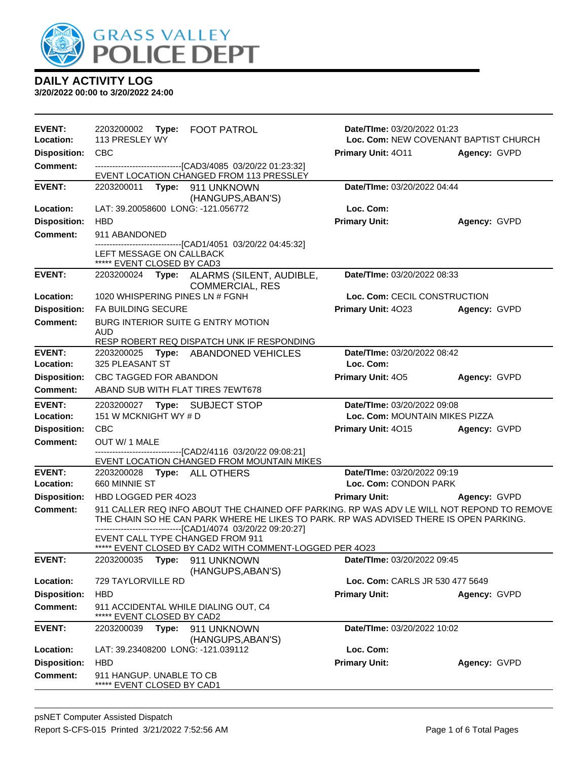# DAILY ACTIVITY LOG

**3/20/2022 00:00 to 3/20/2022 24:00**

---

**EVENT:** 2203200002 **Type:** FOOT PATROL **Date/TIme:** 03/20/2022 01:23
**Location:** 113 PRESLEY WY **Loc. Com:** NEW COVENANT BAPTIST CHURCH
**Disposition:** CBC **Primary Unit:** 4O11 **Agency:** GVPD
**Comment:** ------------------------------[CAD3/4085 03/20/22 01:23:32]
EVENT LOCATION CHANGED FROM 113 PRESSLEY

---

**EVENT:** 2203200011 **Type:** 911 UNKNOWN (HANGUPS,ABAN'S) **Date/TIme:** 03/20/2022 04:44
**Location:** LAT: 39.20058600 LONG: -121.056772 **Loc. Com:**
**Disposition:** HBD **Primary Unit:** **Agency:** GVPD
**Comment:** 911 ABANDONED
------------------------------[CAD1/4051 03/20/22 04:45:32]
LEFT MESSAGE ON CALLBACK
***** EVENT CLOSED BY CAD3

---

**EVENT:** 2203200024 **Type:** ALARMS (SILENT, AUDIBLE, COMMERCIAL, RES **Date/TIme:** 03/20/2022 08:33
**Location:** 1020 WHISPERING PINES LN # FGNH **Loc. Com:** CECIL CONSTRUCTION
**Disposition:** FA BUILDING SECURE **Primary Unit:** 4O23 **Agency:** GVPD
**Comment:** BURG INTERIOR SUITE G ENTRY MOTION
AUD
RESP ROBERT REQ DISPATCH UNK IF RESPONDING

---

**EVENT:** 2203200025 **Type:** ABANDONED VEHICLES **Date/TIme:** 03/20/2022 08:42
**Location:** 325 PLEASANT ST **Loc. Com:**
**Disposition:** CBC TAGGED FOR ABANDON **Primary Unit:** 4O5 **Agency:** GVPD
**Comment:** ABAND SUB WITH FLAT TIRES 7EWT678

---

**EVENT:** 2203200027 **Type:** SUBJECT STOP **Date/TIme:** 03/20/2022 09:08
**Location:** 151 W MCKNIGHT WY # D **Loc. Com:** MOUNTAIN MIKES PIZZA
**Disposition:** CBC **Primary Unit:** 4O15 **Agency:** GVPD
**Comment:** OUT W/ 1 MALE
------------------------------[CAD2/4116 03/20/22 09:08:21]
EVENT LOCATION CHANGED FROM MOUNTAIN MIKES

---

**EVENT:** 2203200028 **Type:** ALL OTHERS **Date/TIme:** 03/20/2022 09:19
**Location:** 660 MINNIE ST **Loc. Com:** CONDON PARK
**Disposition:** HBD LOGGED PER 4O23 **Primary Unit:** **Agency:** GVPD
**Comment:** 911 CALLER REQ INFO ABOUT THE CHAINED OFF PARKING. RP WAS ADV LE WILL NOT REPOND TO REMOVE THE CHAIN SO HE CAN PARK WHERE HE LIKES TO PARK. RP WAS ADVISED THERE IS OPEN PARKING.
------------------------------[CAD1/4074 03/20/22 09:20:27]
EVENT CALL TYPE CHANGED FROM 911
***** EVENT CLOSED BY CAD2 WITH COMMENT-LOGGED PER 4O23

---

**EVENT:** 2203200035 **Type:** 911 UNKNOWN (HANGUPS,ABAN'S) **Date/TIme:** 03/20/2022 09:45
**Location:** 729 TAYLORVILLE RD **Loc. Com:** CARLS JR 530 477 5649
**Disposition:** HBD **Primary Unit:** **Agency:** GVPD
**Comment:** 911 ACCIDENTAL WHILE DIALING OUT, C4
***** EVENT CLOSED BY CAD2

---

**EVENT:** 2203200039 **Type:** 911 UNKNOWN (HANGUPS,ABAN'S) **Date/TIme:** 03/20/2022 10:02
**Location:** LAT: 39.23408200 LONG: -121.039112 **Loc. Com:**
**Disposition:** HBD **Primary Unit:** **Agency:** GVPD
**Comment:** 911 HANGUP. UNABLE TO CB
***** EVENT CLOSED BY CAD1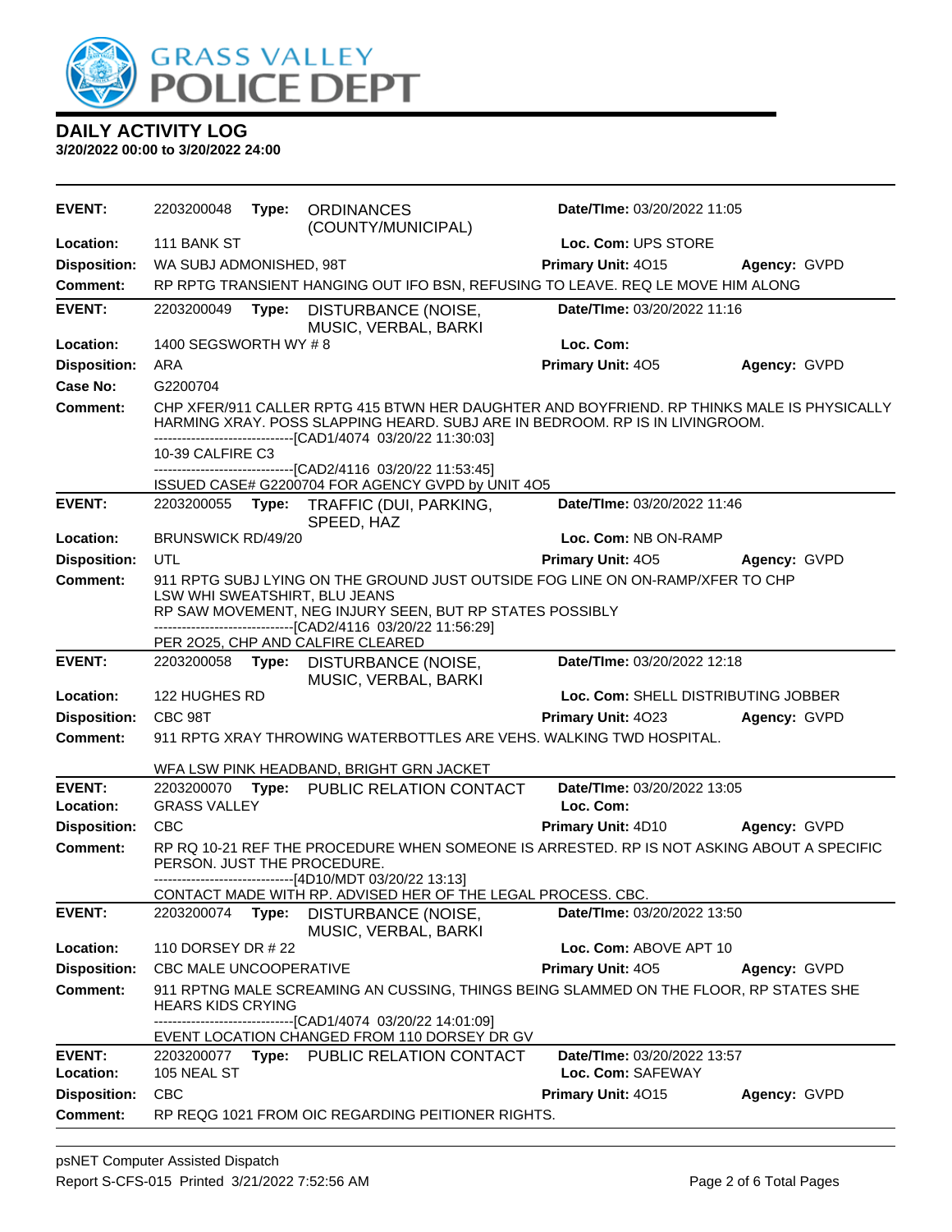# GRASS VALLEY POLICE DEPT

## DAILY ACTIVITY LOG

**3/20/2022 00:00 to 3/20/2022 24:00**

---

**EVENT:** 2203200048 **Type:** ORDINANCES (COUNTY/MUNICIPAL) **Date/TIme:** 03/20/2022 11:05
**Location:** 111 BANK ST **Loc. Com:** UPS STORE
**Disposition:** WA SUBJ ADMONISHED, 98T **Primary Unit:** 4O15 **Agency:** GVPD
**Comment:** RP RPTG TRANSIENT HANGING OUT IFO BSN, REFUSING TO LEAVE. REQ LE MOVE HIM ALONG

---

**EVENT:** 2203200049 **Type:** DISTURBANCE (NOISE, MUSIC, VERBAL, BARKI **Date/TIme:** 03/20/2022 11:16
**Location:** 1400 SEGSWORTH WY # 8 **Loc. Com:**
**Disposition:** ARA **Primary Unit:** 4O5 **Agency:** GVPD
**Case No:** G2200704
**Comment:** CHP XFER/911 CALLER RPTG 415 BTWN HER DAUGHTER AND BOYFRIEND. RP THINKS MALE IS PHYSICALLY HARMING XRAY. POSS SLAPPING HEARD. SUBJ ARE IN BEDROOM. RP IS IN LIVINGROOM.
------------------------------[CAD1/4074 03/20/22 11:30:03]
10-39 CALFIRE C3
------------------------------[CAD2/4116 03/20/22 11:53:45]
ISSUED CASE# G2200704 FOR AGENCY GVPD by UNIT 4O5

---

**EVENT:** 2203200055 **Type:** TRAFFIC (DUI, PARKING, SPEED, HAZ **Date/TIme:** 03/20/2022 11:46
**Location:** BRUNSWICK RD/49/20 **Loc. Com:** NB ON-RAMP
**Disposition:** UTL **Primary Unit:** 4O5 **Agency:** GVPD
**Comment:** 911 RPTG SUBJ LYING ON THE GROUND JUST OUTSIDE FOG LINE ON ON-RAMP/XFER TO CHP
LSW WHI SWEATSHIRT, BLU JEANS
RP SAW MOVEMENT, NEG INJURY SEEN, BUT RP STATES POSSIBLY
------------------------------[CAD2/4116 03/20/22 11:56:29]
PER 2O25, CHP AND CALFIRE CLEARED

---

**EVENT:** 2203200058 **Type:** DISTURBANCE (NOISE, MUSIC, VERBAL, BARKI **Date/TIme:** 03/20/2022 12:18
**Location:** 122 HUGHES RD **Loc. Com:** SHELL DISTRIBUTING JOBBER
**Disposition:** CBC 98T **Primary Unit:** 4O23 **Agency:** GVPD
**Comment:** 911 RPTG XRAY THROWING WATERBOTTLES ARE VEHS. WALKING TWD HOSPITAL.

WFA LSW PINK HEADBAND, BRIGHT GRN JACKET

---

**EVENT:** 2203200070 **Type:** PUBLIC RELATION CONTACT **Date/TIme:** 03/20/2022 13:05
**Location:** GRASS VALLEY **Loc. Com:**
**Disposition:** CBC **Primary Unit:** 4D10 **Agency:** GVPD
**Comment:** RP RQ 10-21 REF THE PROCEDURE WHEN SOMEONE IS ARRESTED. RP IS NOT ASKING ABOUT A SPECIFIC PERSON. JUST THE PROCEDURE.
------------------------------[4D10/MDT 03/20/22 13:13]
CONTACT MADE WITH RP. ADVISED HER OF THE LEGAL PROCESS. CBC.

---

**EVENT:** 2203200074 **Type:** DISTURBANCE (NOISE, MUSIC, VERBAL, BARKI **Date/TIme:** 03/20/2022 13:50
**Location:** 110 DORSEY DR # 22 **Loc. Com:** ABOVE APT 10
**Disposition:** CBC MALE UNCOOPERATIVE **Primary Unit:** 4O5 **Agency:** GVPD
**Comment:** 911 RPTNG MALE SCREAMING AN CUSSING, THINGS BEING SLAMMED ON THE FLOOR, RP STATES SHE HEARS KIDS CRYING
------------------------------[CAD1/4074 03/20/22 14:01:09]
EVENT LOCATION CHANGED FROM 110 DORSEY DR GV

---

**EVENT:** 2203200077 **Type:** PUBLIC RELATION CONTACT **Date/TIme:** 03/20/2022 13:57
**Location:** 105 NEAL ST **Loc. Com:** SAFEWAY
**Disposition:** CBC **Primary Unit:** 4O15 **Agency:** GVPD
**Comment:** RP REQG 1021 FROM OIC REGARDING PEITIONER RIGHTS.

---

psNET Computer Assisted Dispatch
Report S-CFS-015 Printed 3/21/2022 7:52:56 AM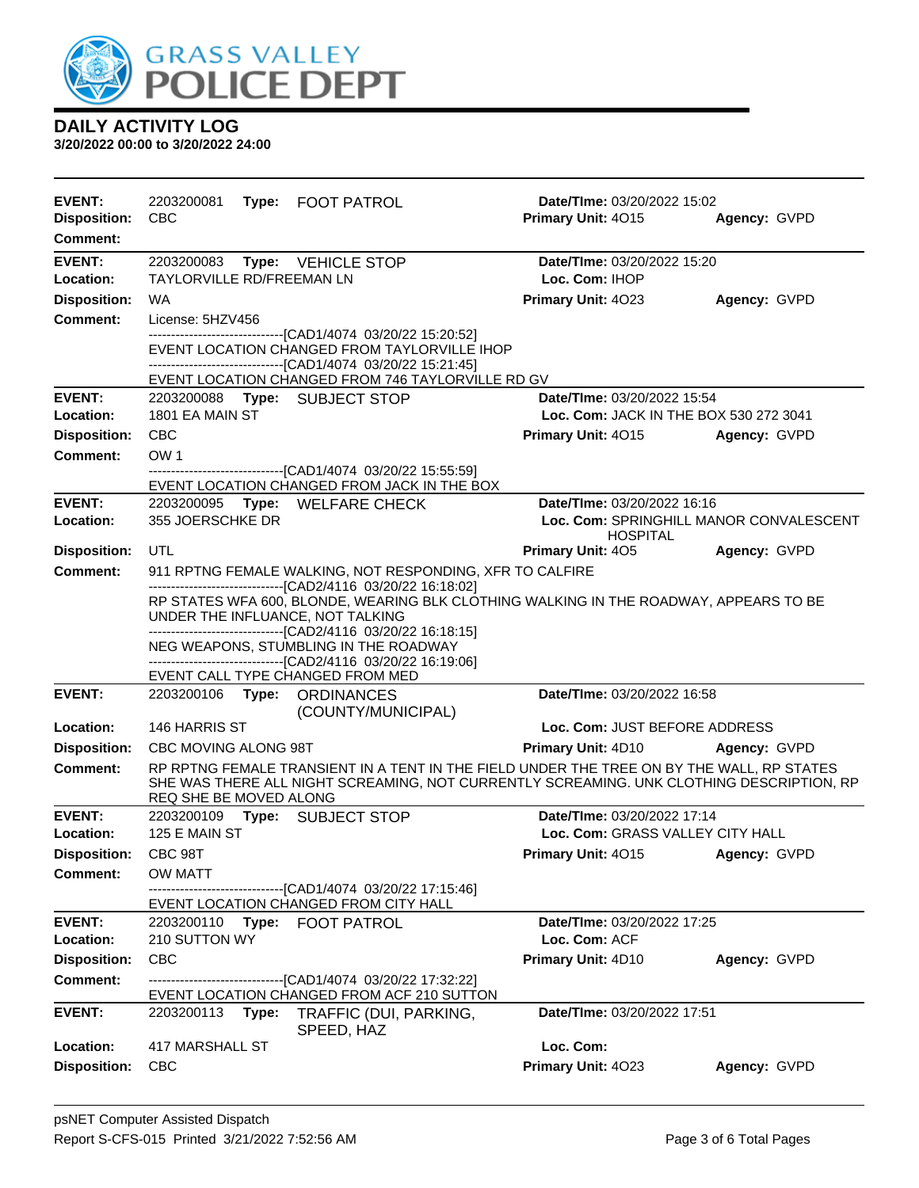# GRASS VALLEY POLICE DEPT

## DAILY ACTIVITY LOG

**3/20/2022 00:00 to 3/20/2022 24:00**

---

**EVENT:** 2203200081 **Type:** FOOT PATROL **Date/TIme:** 03/20/2022 15:02
**Disposition:** CBC **Primary Unit:** 4O15 **Agency:** GVPD
**Comment:**

---

**EVENT:** 2203200083 **Type:** VEHICLE STOP **Date/TIme:** 03/20/2022 15:20
**Location:** TAYLORVILLE RD/FREEMAN LN **Loc. Com:** IHOP
**Disposition:** WA **Primary Unit:** 4O23 **Agency:** GVPD
**Comment:** License: 5HZV456

------------------------------[CAD1/4074 03/20/22 15:20:52]
EVENT LOCATION CHANGED FROM TAYLORVILLE IHOP
------------------------------[CAD1/4074 03/20/22 15:21:45]
EVENT LOCATION CHANGED FROM 746 TAYLORVILLE RD GV

---

**EVENT:** 2203200088 **Type:** SUBJECT STOP **Date/TIme:** 03/20/2022 15:54
**Location:** 1801 EA MAIN ST **Loc. Com:** JACK IN THE BOX 530 272 3041
**Disposition:** CBC **Primary Unit:** 4O15 **Agency:** GVPD
**Comment:** OW 1

------------------------------[CAD1/4074 03/20/22 15:55:59]
EVENT LOCATION CHANGED FROM JACK IN THE BOX

---

**EVENT:** 2203200095 **Type:** WELFARE CHECK **Date/TIme:** 03/20/2022 16:16
**Location:** 355 JOERSCHKE DR **Loc. Com:** SPRINGHILL MANOR CONVALESCENT HOSPITAL
**Disposition:** UTL **Primary Unit:** 4O5 **Agency:** GVPD
**Comment:** 911 RPTNG FEMALE WALKING, NOT RESPONDING, XFR TO CALFIRE

------------------------------[CAD2/4116 03/20/22 16:18:02]
RP STATES WFA 600, BLONDE, WEARING BLK CLOTHING WALKING IN THE ROADWAY, APPEARS TO BE UNDER THE INFLUANCE, NOT TALKING
------------------------------[CAD2/4116 03/20/22 16:18:15]
NEG WEAPONS, STUMBLING IN THE ROADWAY
------------------------------[CAD2/4116 03/20/22 16:19:06]
EVENT CALL TYPE CHANGED FROM MED

---

**EVENT:** 2203200106 **Type:** ORDINANCES (COUNTY/MUNICIPAL) **Date/TIme:** 03/20/2022 16:58
**Location:** 146 HARRIS ST **Loc. Com:** JUST BEFORE ADDRESS
**Disposition:** CBC MOVING ALONG 98T **Primary Unit:** 4D10 **Agency:** GVPD
**Comment:** RP RPTNG FEMALE TRANSIENT IN A TENT IN THE FIELD UNDER THE TREE ON BY THE WALL, RP STATES SHE WAS THERE ALL NIGHT SCREAMING, NOT CURRENTLY SCREAMING. UNK CLOTHING DESCRIPTION, RP REQ SHE BE MOVED ALONG

---

**EVENT:** 2203200109 **Type:** SUBJECT STOP **Date/TIme:** 03/20/2022 17:14
**Location:** 125 E MAIN ST **Loc. Com:** GRASS VALLEY CITY HALL
**Disposition:** CBC 98T **Primary Unit:** 4O15 **Agency:** GVPD
**Comment:** OW MATT

------------------------------[CAD1/4074 03/20/22 17:15:46]
EVENT LOCATION CHANGED FROM CITY HALL

---

**EVENT:** 2203200110 **Type:** FOOT PATROL **Date/TIme:** 03/20/2022 17:25
**Location:** 210 SUTTON WY **Loc. Com:** ACF
**Disposition:** CBC **Primary Unit:** 4D10 **Agency:** GVPD
**Comment:**

------------------------------[CAD1/4074 03/20/22 17:32:22]
EVENT LOCATION CHANGED FROM ACF 210 SUTTON

---

**EVENT:** 2203200113 **Type:** TRAFFIC (DUI, PARKING, SPEED, HAZ **Date/TIme:** 03/20/2022 17:51
**Location:** 417 MARSHALL ST **Loc. Com:**
**Disposition:** CBC **Primary Unit:** 4O23 **Agency:** GVPD

---

psNET Computer Assisted Dispatch
Report S-CFS-015 Printed 3/21/2022 7:52:56 AM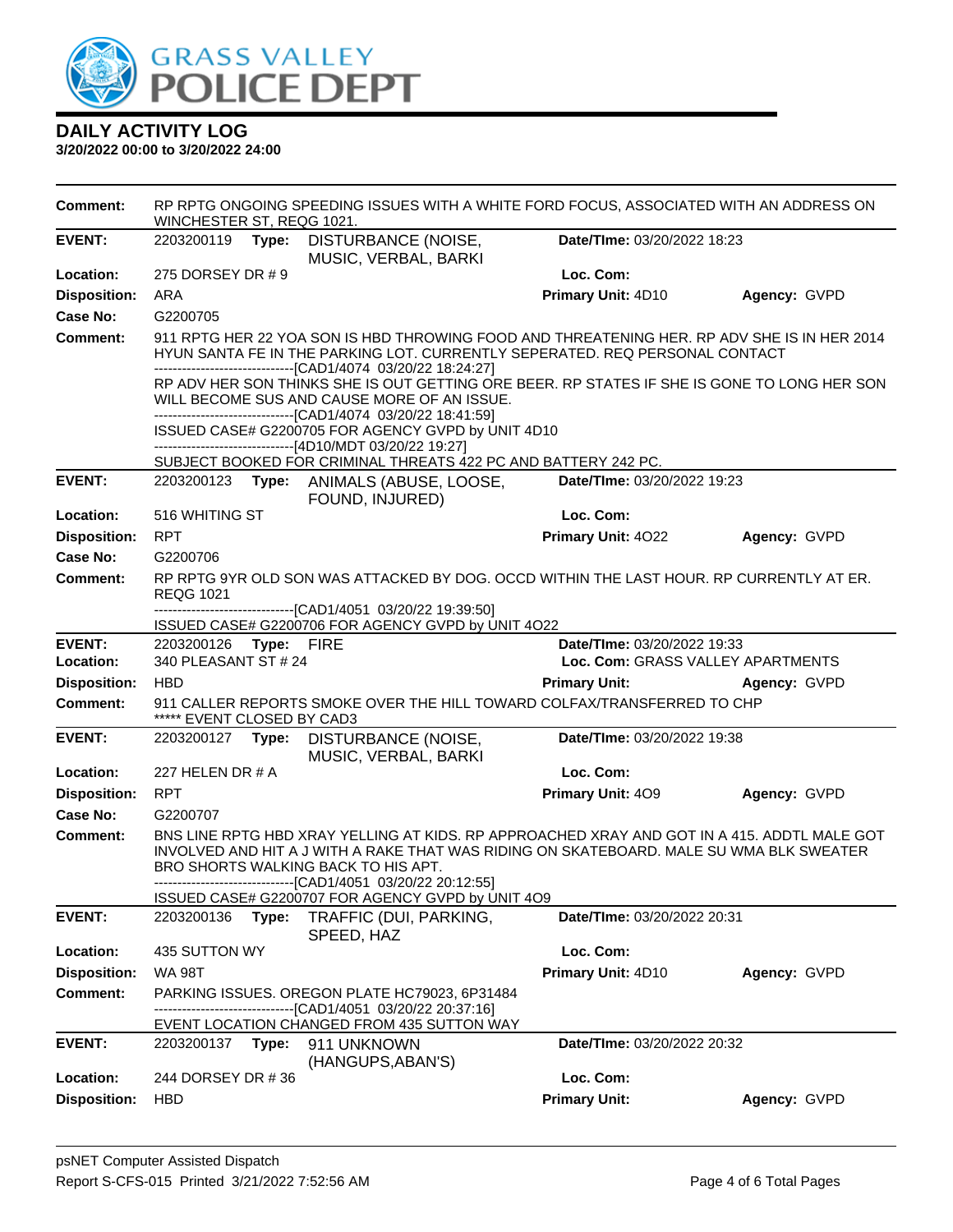# DAILY ACTIVITY LOG

**3/20/2022 00:00 to 3/20/2022 24:00**

**Comment:** RP RPTG ONGOING SPEEDING ISSUES WITH A WHITE FORD FOCUS, ASSOCIATED WITH AN ADDRESS ON WINCHESTER ST, REQG 1021.

---

**EVENT:** 2203200119 **Type:** DISTURBANCE (NOISE, MUSIC, VERBAL, BARKI **Date/TIme:** 03/20/2022 18:23
**Location:** 275 DORSEY DR # 9 **Loc. Com:**
**Disposition:** ARA **Primary Unit:** 4D10 **Agency:** GVPD
**Case No:** G2200705
**Comment:** 911 RPTG HER 22 YOA SON IS HBD THROWING FOOD AND THREATENING HER. RP ADV SHE IS IN HER 2014 HYUN SANTA FE IN THE PARKING LOT. CURRENTLY SEPERATED. REQ PERSONAL CONTACT
------------------------------[CAD1/4074 03/20/22 18:24:27]
RP ADV HER SON THINKS SHE IS OUT GETTING ORE BEER. RP STATES IF SHE IS GONE TO LONG HER SON WILL BECOME SUS AND CAUSE MORE OF AN ISSUE.
------------------------------[CAD1/4074 03/20/22 18:41:59]
ISSUED CASE# G2200705 FOR AGENCY GVPD by UNIT 4D10
------------------------------[4D10/MDT 03/20/22 19:27]
SUBJECT BOOKED FOR CRIMINAL THREATS 422 PC AND BATTERY 242 PC.

---

**EVENT:** 2203200123 **Type:** ANIMALS (ABUSE, LOOSE, FOUND, INJURED) **Date/TIme:** 03/20/2022 19:23
**Location:** 516 WHITING ST **Loc. Com:**
**Disposition:** RPT **Primary Unit:** 4O22 **Agency:** GVPD
**Case No:** G2200706
**Comment:** RP RPTG 9YR OLD SON WAS ATTACKED BY DOG. OCCD WITHIN THE LAST HOUR. RP CURRENTLY AT ER. REQG 1021
------------------------------[CAD1/4051 03/20/22 19:39:50]
ISSUED CASE# G2200706 FOR AGENCY GVPD by UNIT 4O22

---

**EVENT:** 2203200126 **Type:** FIRE **Date/TIme:** 03/20/2022 19:33
**Location:** 340 PLEASANT ST # 24 **Loc. Com:** GRASS VALLEY APARTMENTS
**Disposition:** HBD **Primary Unit:** **Agency:** GVPD
**Comment:** 911 CALLER REPORTS SMOKE OVER THE HILL TOWARD COLFAX/TRANSFERRED TO CHP
***** EVENT CLOSED BY CAD3

---

**EVENT:** 2203200127 **Type:** DISTURBANCE (NOISE, MUSIC, VERBAL, BARKI **Date/TIme:** 03/20/2022 19:38
**Location:** 227 HELEN DR # A **Loc. Com:**
**Disposition:** RPT **Primary Unit:** 4O9 **Agency:** GVPD
**Case No:** G2200707
**Comment:** BNS LINE RPTG HBD XRAY YELLING AT KIDS. RP APPROACHED XRAY AND GOT IN A 415. ADDTL MALE GOT INVOLVED AND HIT A J WITH A RAKE THAT WAS RIDING ON SKATEBOARD. MALE SU WMA BLK SWEATER BRO SHORTS WALKING BACK TO HIS APT.
------------------------------[CAD1/4051 03/20/22 20:12:55]
ISSUED CASE# G2200707 FOR AGENCY GVPD by UNIT 4O9

---

**EVENT:** 2203200136 **Type:** TRAFFIC (DUI, PARKING, SPEED, HAZ **Date/TIme:** 03/20/2022 20:31
**Location:** 435 SUTTON WY **Loc. Com:**
**Disposition:** WA 98T **Primary Unit:** 4D10 **Agency:** GVPD
**Comment:** PARKING ISSUES. OREGON PLATE HC79023, 6P31484
------------------------------[CAD1/4051 03/20/22 20:37:16]
EVENT LOCATION CHANGED FROM 435 SUTTON WAY

---

**EVENT:** 2203200137 **Type:** 911 UNKNOWN (HANGUPS,ABAN'S) **Date/TIme:** 03/20/2022 20:32
**Location:** 244 DORSEY DR # 36 **Loc. Com:**
**Disposition:** HBD **Primary Unit:** **Agency:** GVPD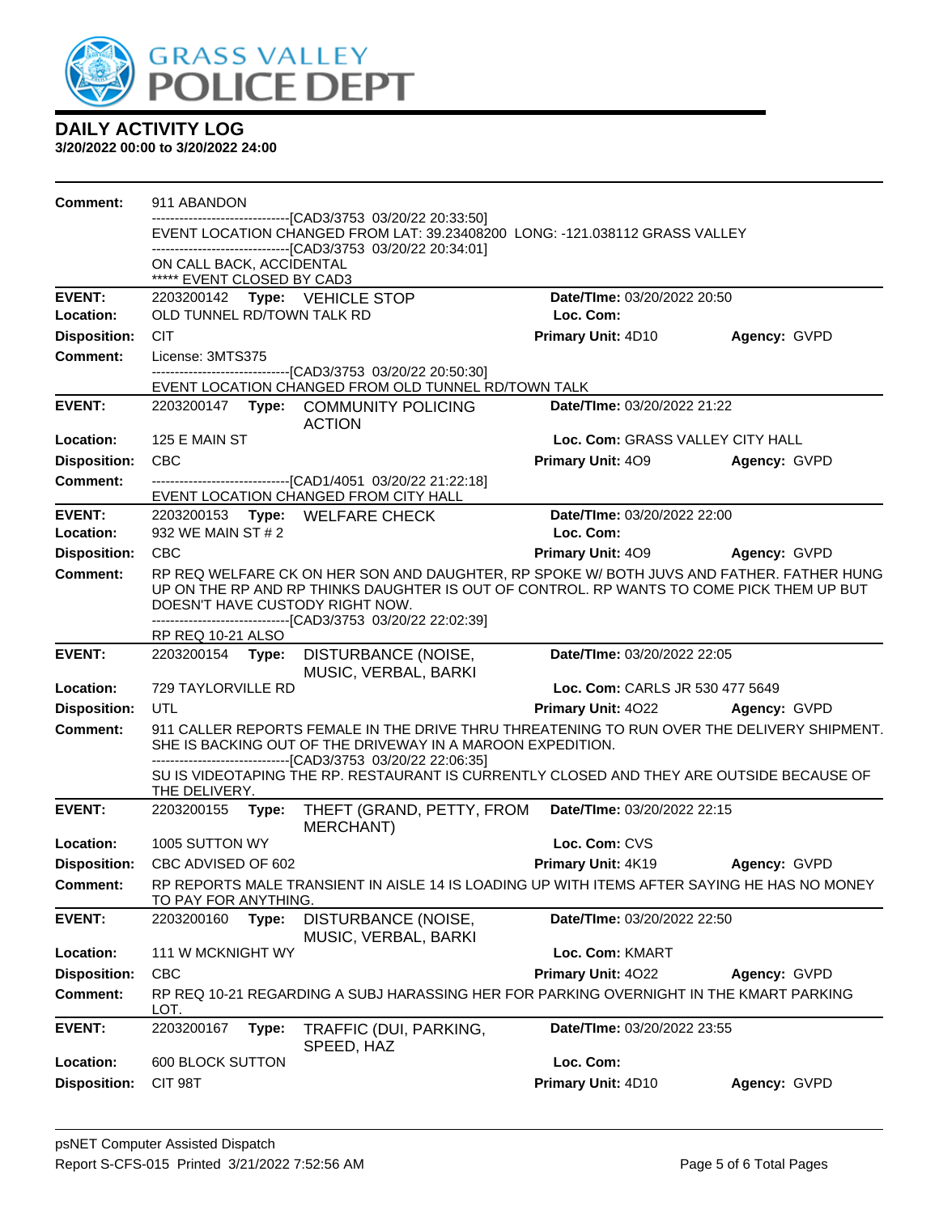# GRASS VALLEY POLICE DEPT

## DAILY ACTIVITY LOG

**3/20/2022 00:00 to 3/20/2022 24:00**

**Comment:** 911 ABANDON
------------------------------[CAD3/3753 03/20/22 20:33:50]
EVENT LOCATION CHANGED FROM LAT: 39.23408200 LONG: -121.038112 GRASS VALLEY
------------------------------[CAD3/3753 03/20/22 20:34:01]
ON CALL BACK, ACCIDENTAL
***** EVENT CLOSED BY CAD3

---

**EVENT:** 2203200142 **Type:** VEHICLE STOP **Date/TIme:** 03/20/2022 20:50
**Location:** OLD TUNNEL RD/TOWN TALK RD **Loc. Com:**
**Disposition:** CIT **Primary Unit:** 4D10 **Agency:** GVPD
**Comment:** License: 3MTS375
------------------------------[CAD3/3753 03/20/22 20:50:30]
EVENT LOCATION CHANGED FROM OLD TUNNEL RD/TOWN TALK

---

**EVENT:** 2203200147 **Type:** COMMUNITY POLICING ACTION **Date/TIme:** 03/20/2022 21:22
**Location:** 125 E MAIN ST **Loc. Com:** GRASS VALLEY CITY HALL
**Disposition:** CBC **Primary Unit:** 4O9 **Agency:** GVPD
**Comment:** ------------------------------[CAD1/4051 03/20/22 21:22:18]
EVENT LOCATION CHANGED FROM CITY HALL

---

**EVENT:** 2203200153 **Type:** WELFARE CHECK **Date/TIme:** 03/20/2022 22:00
**Location:** 932 WE MAIN ST # 2 **Loc. Com:**
**Disposition:** CBC **Primary Unit:** 4O9 **Agency:** GVPD
**Comment:** RP REQ WELFARE CK ON HER SON AND DAUGHTER, RP SPOKE W/ BOTH JUVS AND FATHER. FATHER HUNG UP ON THE RP AND RP THINKS DAUGHTER IS OUT OF CONTROL. RP WANTS TO COME PICK THEM UP BUT DOESN'T HAVE CUSTODY RIGHT NOW.
------------------------------[CAD3/3753 03/20/22 22:02:39]
RP REQ 10-21 ALSO

---

**EVENT:** 2203200154 **Type:** DISTURBANCE (NOISE, MUSIC, VERBAL, BARKI **Date/TIme:** 03/20/2022 22:05
**Location:** 729 TAYLORVILLE RD **Loc. Com:** CARLS JR 530 477 5649
**Disposition:** UTL **Primary Unit:** 4O22 **Agency:** GVPD
**Comment:** 911 CALLER REPORTS FEMALE IN THE DRIVE THRU THREATENING TO RUN OVER THE DELIVERY SHIPMENT. SHE IS BACKING OUT OF THE DRIVEWAY IN A MAROON EXPEDITION.
------------------------------[CAD3/3753 03/20/22 22:06:35]
SU IS VIDEOTAPING THE RP. RESTAURANT IS CURRENTLY CLOSED AND THEY ARE OUTSIDE BECAUSE OF THE DELIVERY.

---

**EVENT:** 2203200155 **Type:** THEFT (GRAND, PETTY, FROM MERCHANT) **Date/TIme:** 03/20/2022 22:15
**Location:** 1005 SUTTON WY **Loc. Com:** CVS
**Disposition:** CBC ADVISED OF 602 **Primary Unit:** 4K19 **Agency:** GVPD
**Comment:** RP REPORTS MALE TRANSIENT IN AISLE 14 IS LOADING UP WITH ITEMS AFTER SAYING HE HAS NO MONEY TO PAY FOR ANYTHING.

---

**EVENT:** 2203200160 **Type:** DISTURBANCE (NOISE, MUSIC, VERBAL, BARKI **Date/TIme:** 03/20/2022 22:50
**Location:** 111 W MCKNIGHT WY **Loc. Com:** KMART
**Disposition:** CBC **Primary Unit:** 4O22 **Agency:** GVPD
**Comment:** RP REQ 10-21 REGARDING A SUBJ HARASSING HER FOR PARKING OVERNIGHT IN THE KMART PARKING LOT.

---

**EVENT:** 2203200167 **Type:** TRAFFIC (DUI, PARKING, SPEED, HAZ **Date/TIme:** 03/20/2022 23:55
**Location:** 600 BLOCK SUTTON **Loc. Com:**
**Disposition:** CIT 98T **Primary Unit:** 4D10 **Agency:** GVPD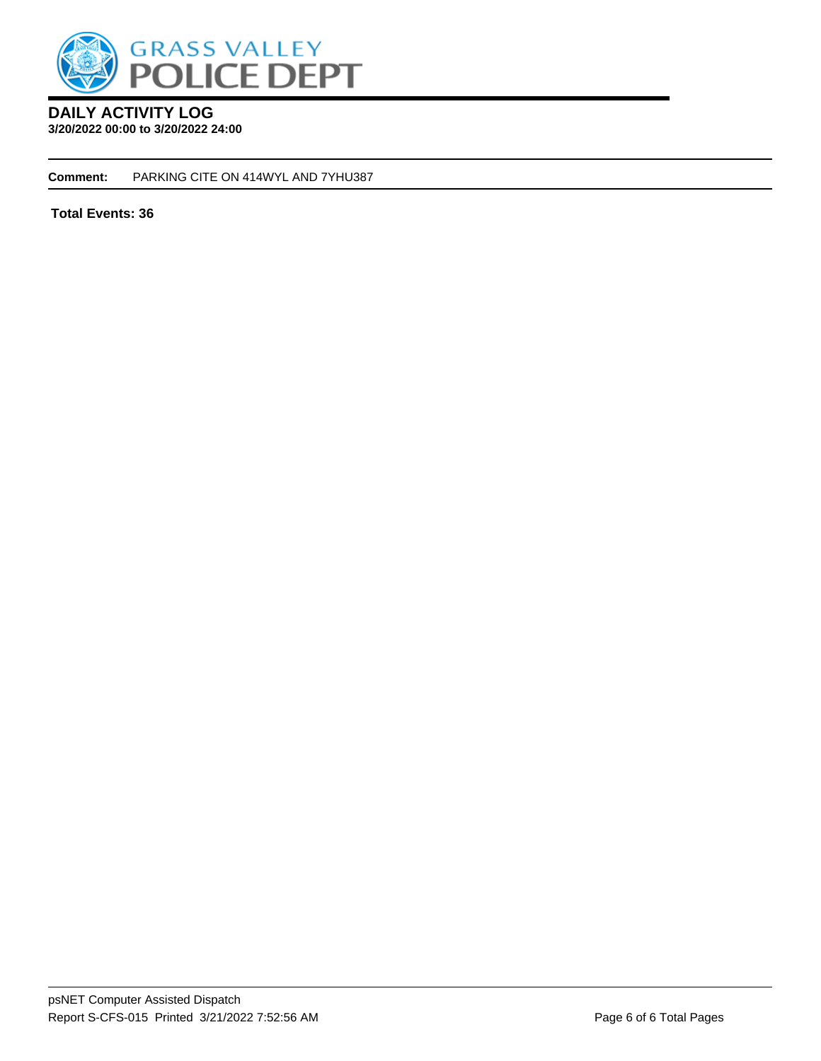**Comment:** PARKING CITE ON 414WYL AND 7YHU387

**Total Events: 36**